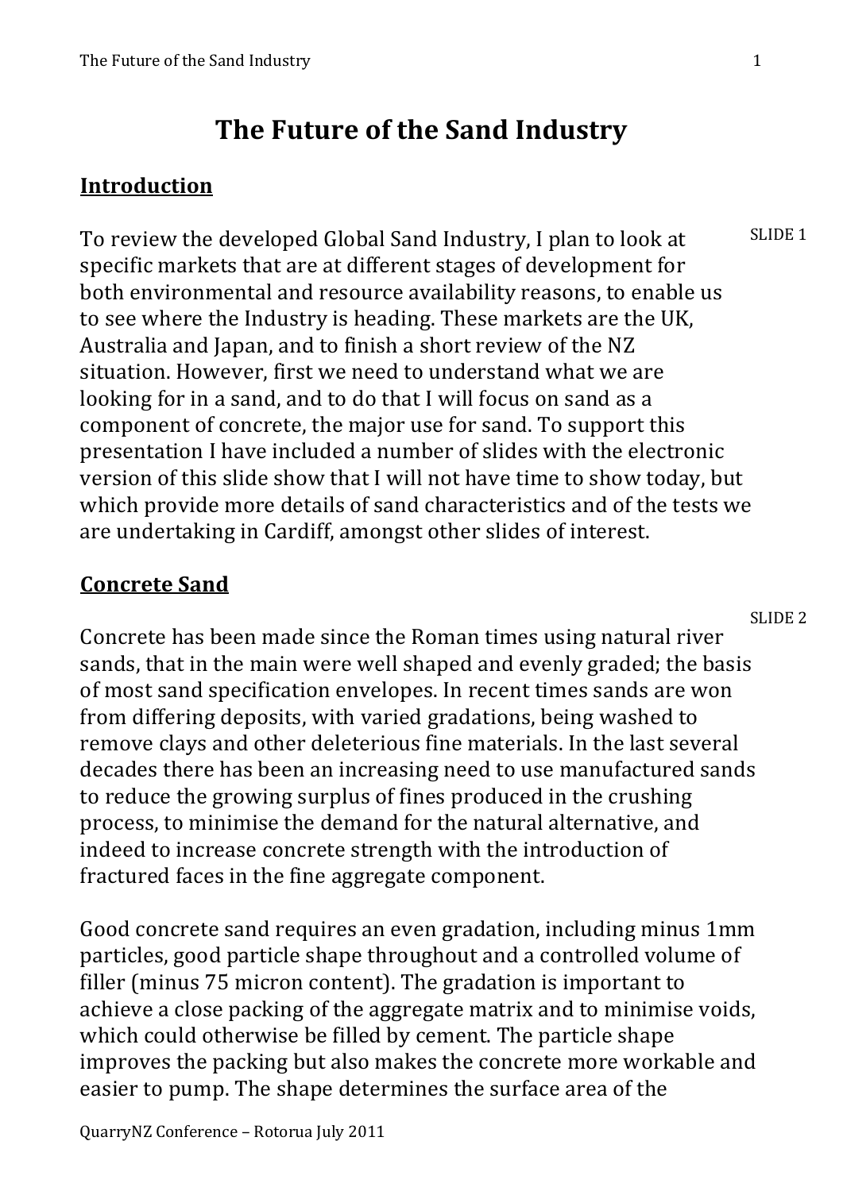# The Future of the Sand Industry

## Introduction

SLIDE 1

To review the developed Global Sand Industry, I plan to look at specific markets that are at different stages of development for both environmental and resource availability reasons, to enable us to see where the Industry is heading. These markets are the UK, Australia and Japan, and to finish a short review of the NZ situation. However, first we need to understand what we are looking for in a sand, and to do that I will focus on sand as a component of concrete, the major use for sand. To support this presentation I have included a number of slides with the electronic version of this slide show that I will not have time to show today, but which provide more details of sand characteristics and of the tests we are undertaking in Cardiff, amongst other slides of interest.

## Concrete Sand

SLIDE 2

Concrete has been made since the Roman times using natural river sands, that in the main were well shaped and evenly graded; the basis of most sand specification envelopes. In recent times sands are won from differing deposits, with varied gradations, being washed to remove clays and other deleterious fine materials. In the last several decades there has been an increasing need to use manufactured sands to reduce the growing surplus of fines produced in the crushing process, to minimise the demand for the natural alternative, and indeed to increase concrete strength with the introduction of fractured faces in the fine aggregate component.

Good concrete sand requires an even gradation, including minus 1mm particles, good particle shape throughout and a controlled volume of filler (minus 75 micron content). The gradation is important to achieve a close packing of the aggregate matrix and to minimise voids, which could otherwise be filled by cement. The particle shape improves the packing but also makes the concrete more workable and easier to pump. The shape determines the surface area of the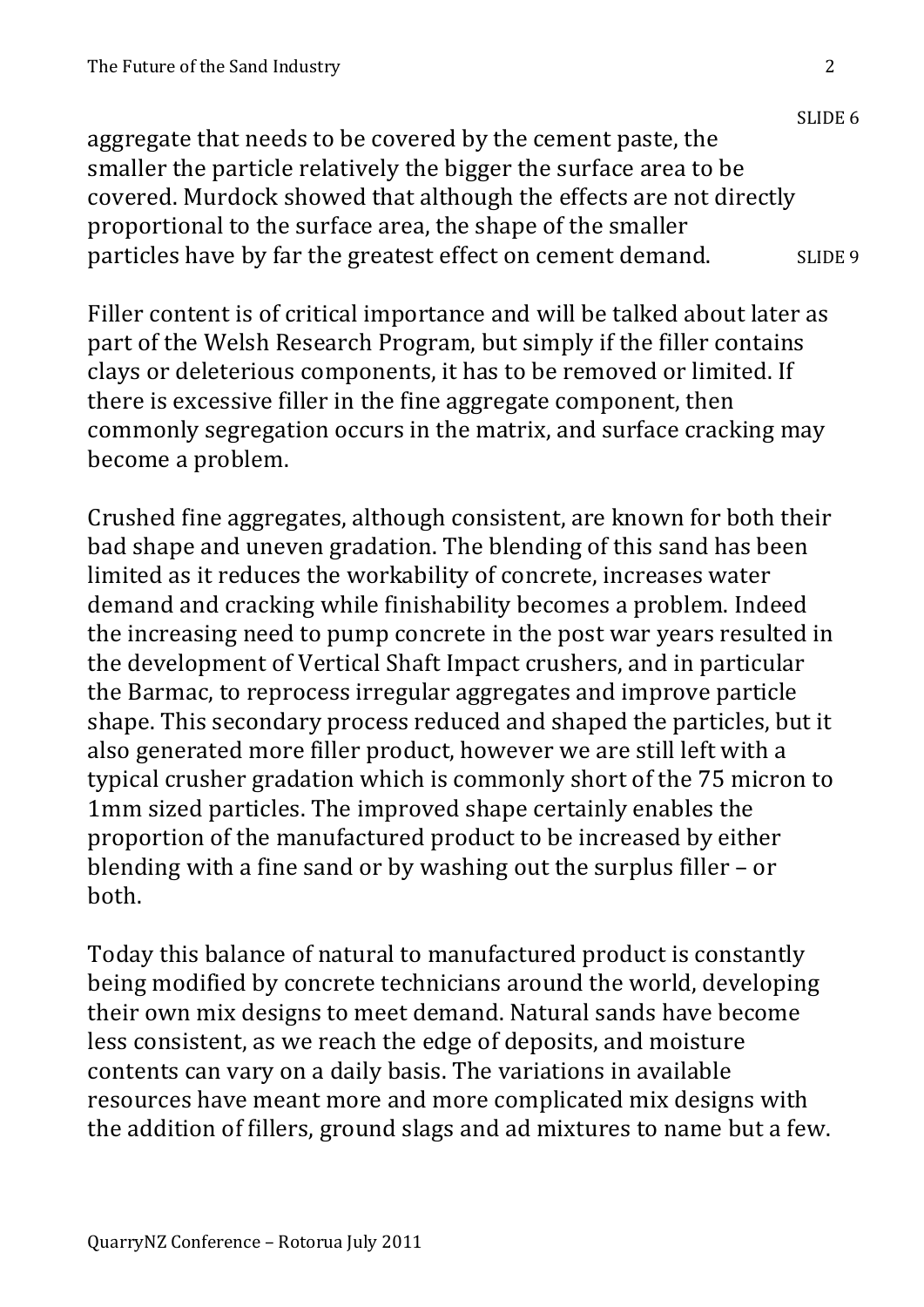SLIDE 6

aggregate that needs to be covered by the cement paste, the smaller the particle relatively the bigger the surface area to be covered. Murdock showed that although the effects are not directly proportional to the surface area, the shape of the smaller particles have by far the greatest effect on cement demand. SLIDE 9

Filler content is of critical importance and will be talked about later as part of the Welsh Research Program, but simply if the filler contains clays or deleterious components, it has to be removed or limited. If there is excessive filler in the fine aggregate component, then commonly segregation occurs in the matrix, and surface cracking may become a problem.

Crushed fine aggregates, although consistent, are known for both their bad shape and uneven gradation. The blending of this sand has been limited as it reduces the workability of concrete, increases water demand and cracking while finishability becomes a problem. Indeed the increasing need to pump concrete in the post war years resulted in the development of Vertical Shaft Impact crushers, and in particular the Barmac, to reprocess irregular aggregates and improve particle shape. This secondary process reduced and shaped the particles, but it also generated more filler product, however we are still left with a typical crusher gradation which is commonly short of the 75 micron to 1mm sized particles. The improved shape certainly enables the proportion of the manufactured product to be increased by either blending with a fine sand or by washing out the surplus filler – or both.

Today this balance of natural to manufactured product is constantly being modified by concrete technicians around the world, developing their own mix designs to meet demand. Natural sands have become less consistent, as we reach the edge of deposits, and moisture contents can vary on a daily basis. The variations in available resources have meant more and more complicated mix designs with the addition of fillers, ground slags and ad mixtures to name but a few.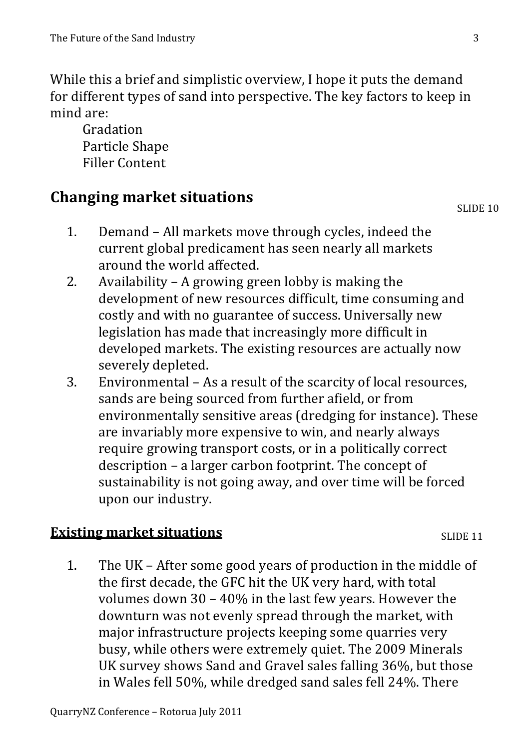While this a brief and simplistic overview, I hope it puts the demand for different types of sand into perspective. The key factors to keep in mind are:

Gradation
Particle Shape
Filler Content

## Changing market situations

SLIDE 10

1. Demand – All markets move through cycles, indeed the current global predicament has seen nearly all markets around the world affected.
2. Availability – A growing green lobby is making the development of new resources difficult, time consuming and costly and with no guarantee of success. Universally new legislation has made that increasingly more difficult in developed markets. The existing resources are actually now severely depleted.
3. Environmental – As a result of the scarcity of local resources, sands are being sourced from further afield, or from environmentally sensitive areas (dredging for instance). These are invariably more expensive to win, and nearly always require growing transport costs, or in a politically correct description – a larger carbon footprint. The concept of sustainability is not going away, and over time will be forced upon our industry.

### Existing market situations

SLIDE 11

1. The UK – After some good years of production in the middle of the first decade, the GFC hit the UK very hard, with total volumes down 30 – 40% in the last few years. However the downturn was not evenly spread through the market, with major infrastructure projects keeping some quarries very busy, while others were extremely quiet. The 2009 Minerals UK survey shows Sand and Gravel sales falling 36%, but those in Wales fell 50%, while dredged sand sales fell 24%. There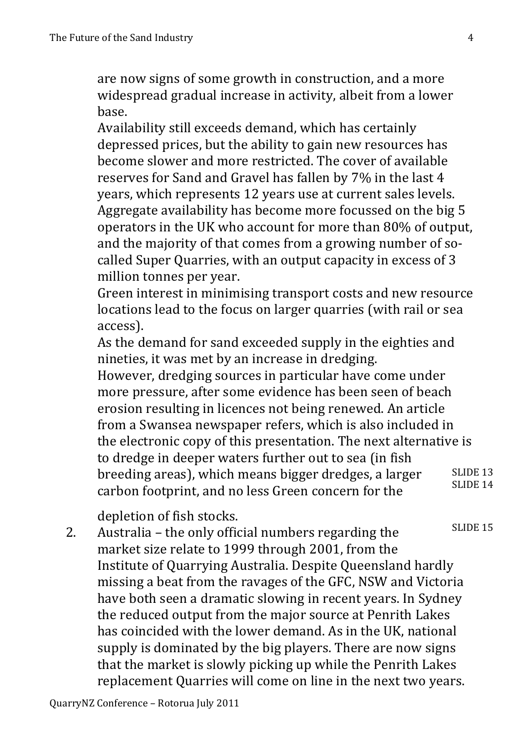are now signs of some growth in construction, and a more widespread gradual increase in activity, albeit from a lower base.

Availability still exceeds demand, which has certainly depressed prices, but the ability to gain new resources has become slower and more restricted. The cover of available reserves for Sand and Gravel has fallen by 7% in the last 4 years, which represents 12 years use at current sales levels.

Aggregate availability has become more focussed on the big 5 operators in the UK who account for more than 80% of output, and the majority of that comes from a growing number of so-called Super Quarries, with an output capacity in excess of 3 million tonnes per year.

Green interest in minimising transport costs and new resource locations lead to the focus on larger quarries (with rail or sea access).

As the demand for sand exceeded supply in the eighties and nineties, it was met by an increase in dredging.

However, dredging sources in particular have come under more pressure, after some evidence has been seen of beach erosion resulting in licences not being renewed. An article from a Swansea newspaper refers, which is also included in the electronic copy of this presentation. The next alternative is to dredge in deeper waters further out to sea (in fish breeding areas), which means bigger dredges, a larger carbon footprint, and no less Green concern for the depletion of fish stocks.

SLIDE 13
SLIDE 14

SLIDE 15

2. Australia – the only official numbers regarding the market size relate to 1999 through 2001, from the Institute of Quarrying Australia. Despite Queensland hardly missing a beat from the ravages of the GFC, NSW and Victoria have both seen a dramatic slowing in recent years. In Sydney the reduced output from the major source at Penrith Lakes has coincided with the lower demand. As in the UK, national supply is dominated by the big players. There are now signs that the market is slowly picking up while the Penrith Lakes replacement Quarries will come on line in the next two years.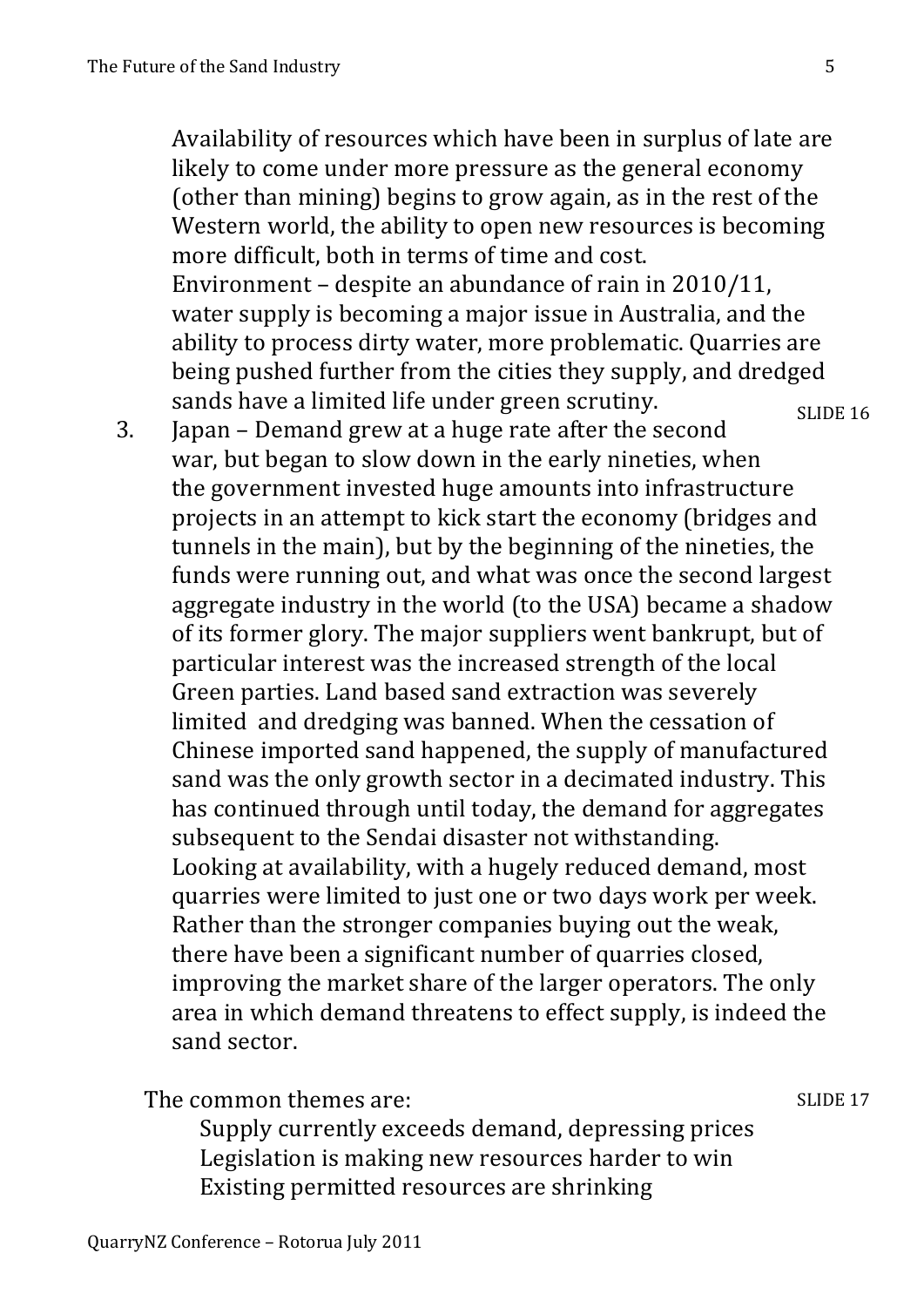Availability of resources which have been in surplus of late are likely to come under more pressure as the general economy (other than mining) begins to grow again, as in the rest of the Western world, the ability to open new resources is becoming more difficult, both in terms of time and cost.

Environment – despite an abundance of rain in 2010/11, water supply is becoming a major issue in Australia, and the ability to process dirty water, more problematic. Quarries are being pushed further from the cities they supply, and dredged sands have a limited life under green scrutiny.

SLIDE 16

3. Japan – Demand grew at a huge rate after the second war, but began to slow down in the early nineties, when the government invested huge amounts into infrastructure projects in an attempt to kick start the economy (bridges and tunnels in the main), but by the beginning of the nineties, the funds were running out, and what was once the second largest aggregate industry in the world (to the USA) became a shadow of its former glory. The major suppliers went bankrupt, but of particular interest was the increased strength of the local Green parties. Land based sand extraction was severely limited and dredging was banned. When the cessation of Chinese imported sand happened, the supply of manufactured sand was the only growth sector in a decimated industry. This has continued through until today, the demand for aggregates subsequent to the Sendai disaster not withstanding.

   Looking at availability, with a hugely reduced demand, most quarries were limited to just one or two days work per week. Rather than the stronger companies buying out the weak, there have been a significant number of quarries closed, improving the market share of the larger operators. The only area in which demand threatens to effect supply, is indeed the sand sector.

SLIDE 17

The common themes are:

- Supply currently exceeds demand, depressing prices
- Legislation is making new resources harder to win
- Existing permitted resources are shrinking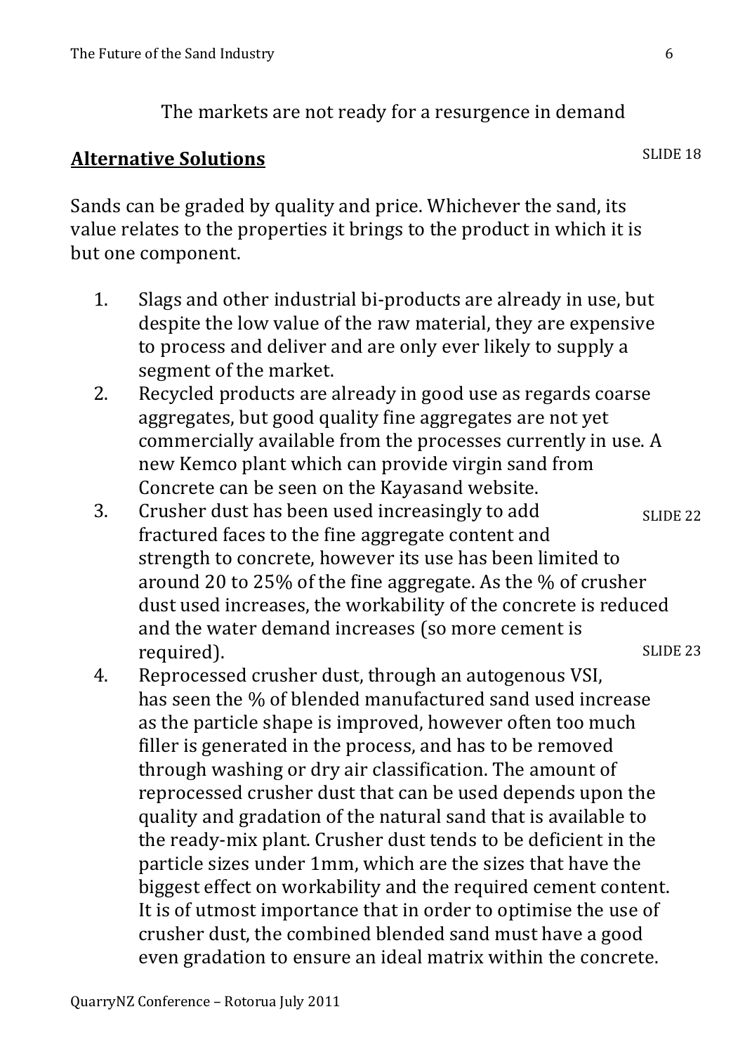The markets are not ready for a resurgence in demand

## **Alternative Solutions**

SLIDE 18

Sands can be graded by quality and price. Whichever the sand, its value relates to the properties it brings to the product in which it is but one component.

1. Slags and other industrial bi-products are already in use, but despite the low value of the raw material, they are expensive to process and deliver and are only ever likely to supply a segment of the market.
2. Recycled products are already in good use as regards coarse aggregates, but good quality fine aggregates are not yet commercially available from the processes currently in use. A new Kemco plant which can provide virgin sand from Concrete can be seen on the Kayasand website.
3. Crusher dust has been used increasingly to add fractured faces to the fine aggregate content and strength to concrete, however its use has been limited to around 20 to 25% of the fine aggregate. As the % of crusher dust used increases, the workability of the concrete is reduced and the water demand increases (so more cement is required). SLIDE 22 SLIDE 23
4. Reprocessed crusher dust, through an autogenous VSI, has seen the % of blended manufactured sand used increase as the particle shape is improved, however often too much filler is generated in the process, and has to be removed through washing or dry air classification. The amount of reprocessed crusher dust that can be used depends upon the quality and gradation of the natural sand that is available to the ready-mix plant. Crusher dust tends to be deficient in the particle sizes under 1mm, which are the sizes that have the biggest effect on workability and the required cement content. It is of utmost importance that in order to optimise the use of crusher dust, the combined blended sand must have a good even gradation to ensure an ideal matrix within the concrete.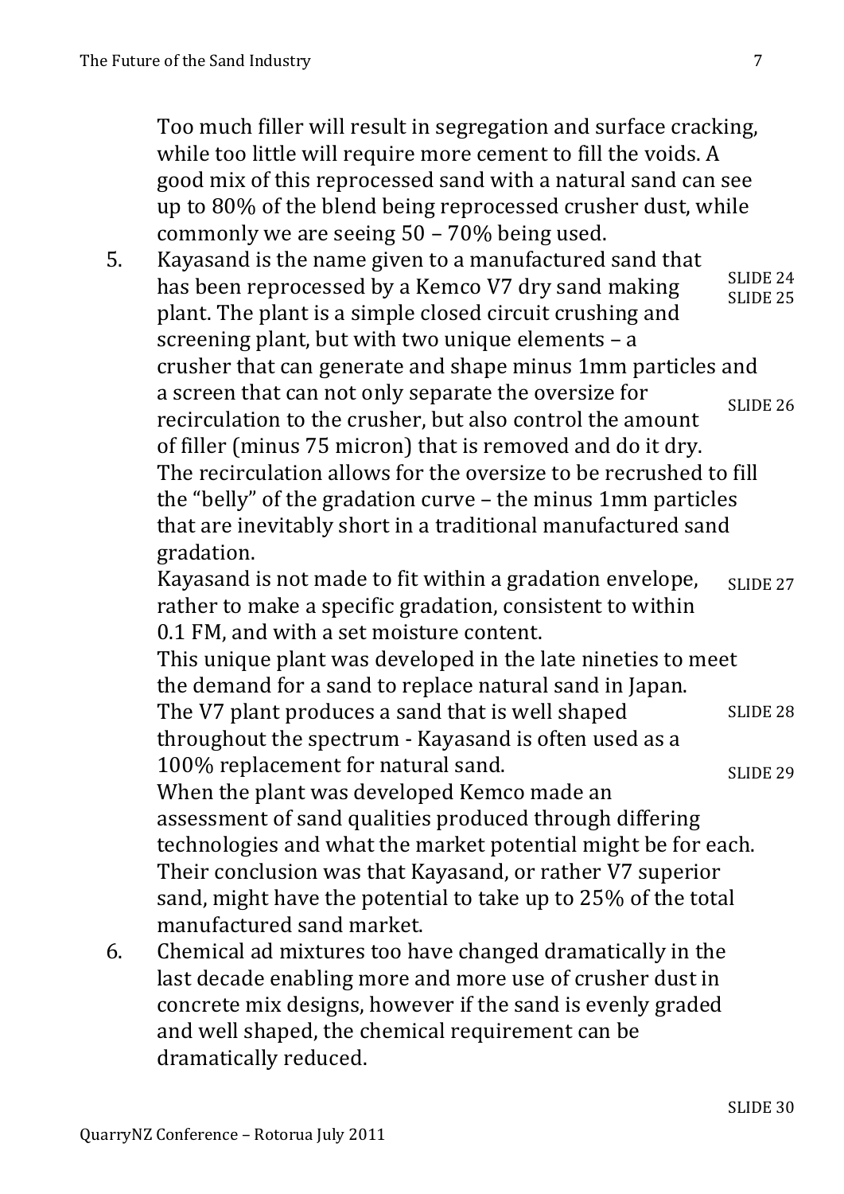Too much filler will result in segregation and surface cracking, while too little will require more cement to fill the voids. A good mix of this reprocessed sand with a natural sand can see up to 80% of the blend being reprocessed crusher dust, while commonly we are seeing 50 – 70% being used.

5. Kayasand is the name given to a manufactured sand that has been reprocessed by a Kemco V7 dry sand making plant. The plant is a simple closed circuit crushing and screening plant, but with two unique elements – a crusher that can generate and shape minus 1mm particles and a screen that can not only separate the oversize for recirculation to the crusher, but also control the amount of filler (minus 75 micron) that is removed and do it dry. The recirculation allows for the oversize to be recrushed to fill the "belly" of the gradation curve – the minus 1mm particles that are inevitably short in a traditional manufactured sand gradation. SLIDE 24 SLIDE 25 SLIDE 26

   Kayasand is not made to fit within a gradation envelope, rather to make a specific gradation, consistent to within 0.1 FM, and with a set moisture content. SLIDE 27

   This unique plant was developed in the late nineties to meet the demand for a sand to replace natural sand in Japan.

   The V7 plant produces a sand that is well shaped throughout the spectrum - Kayasand is often used as a 100% replacement for natural sand. SLIDE 28

   When the plant was developed Kemco made an assessment of sand qualities produced through differing technologies and what the market potential might be for each. Their conclusion was that Kayasand, or rather V7 superior sand, might have the potential to take up to 25% of the total manufactured sand market. SLIDE 29

6. Chemical ad mixtures too have changed dramatically in the last decade enabling more and more use of crusher dust in concrete mix designs, however if the sand is evenly graded and well shaped, the chemical requirement can be dramatically reduced.

SLIDE 30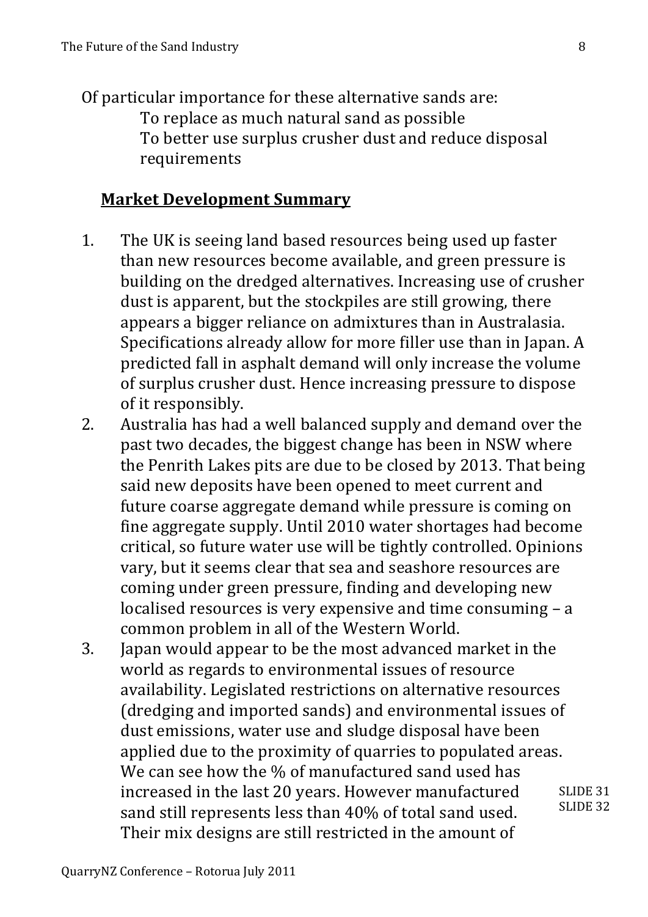Of particular importance for these alternative sands are:

To replace as much natural sand as possible

To better use surplus crusher dust and reduce disposal requirements

## Market Development Summary

1. The UK is seeing land based resources being used up faster than new resources become available, and green pressure is building on the dredged alternatives. Increasing use of crusher dust is apparent, but the stockpiles are still growing, there appears a bigger reliance on admixtures than in Australasia. Specifications already allow for more filler use than in Japan. A predicted fall in asphalt demand will only increase the volume of surplus crusher dust. Hence increasing pressure to dispose of it responsibly.
2. Australia has had a well balanced supply and demand over the past two decades, the biggest change has been in NSW where the Penrith Lakes pits are due to be closed by 2013. That being said new deposits have been opened to meet current and future coarse aggregate demand while pressure is coming on fine aggregate supply. Until 2010 water shortages had become critical, so future water use will be tightly controlled. Opinions vary, but it seems clear that sea and seashore resources are coming under green pressure, finding and developing new localised resources is very expensive and time consuming – a common problem in all of the Western World.
3. Japan would appear to be the most advanced market in the world as regards to environmental issues of resource availability. Legislated restrictions on alternative resources (dredging and imported sands) and environmental issues of dust emissions, water use and sludge disposal have been applied due to the proximity of quarries to populated areas. We can see how the % of manufactured sand used has increased in the last 20 years. However manufactured sand still represents less than 40% of total sand used. Their mix designs are still restricted in the amount of

SLIDE 31
SLIDE 32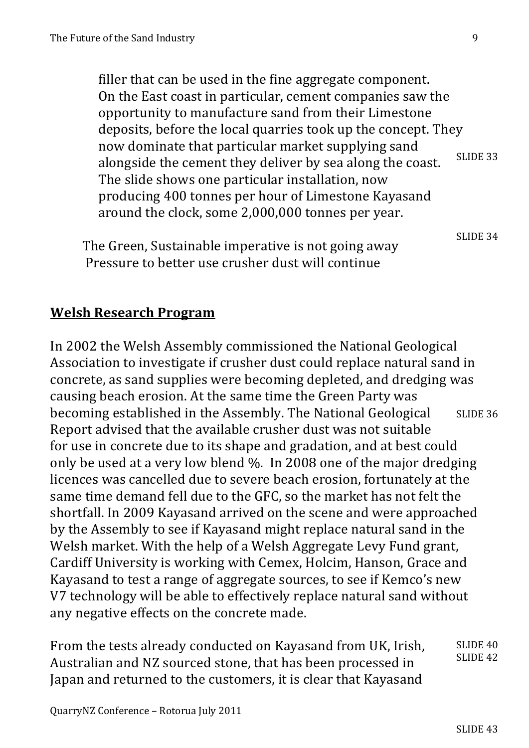filler that can be used in the fine aggregate component. On the East coast in particular, cement companies saw the opportunity to manufacture sand from their Limestone deposits, before the local quarries took up the concept. They now dominate that particular market supplying sand alongside the cement they deliver by sea along the coast. The slide shows one particular installation, now producing 400 tonnes per hour of Limestone Kayasand around the clock, some 2,000,000 tonnes per year.

SLIDE 33

SLIDE 34

The Green, Sustainable imperative is not going away
Pressure to better use crusher dust will continue

## Welsh Research Program

In 2002 the Welsh Assembly commissioned the National Geological Association to investigate if crusher dust could replace natural sand in concrete, as sand supplies were becoming depleted, and dredging was causing beach erosion. At the same time the Green Party was becoming established in the Assembly. The National Geological Report advised that the available crusher dust was not suitable for use in concrete due to its shape and gradation, and at best could only be used at a very low blend %. In 2008 one of the major dredging licences was cancelled due to severe beach erosion, fortunately at the same time demand fell due to the GFC, so the market has not felt the shortfall. In 2009 Kayasand arrived on the scene and were approached by the Assembly to see if Kayasand might replace natural sand in the Welsh market. With the help of a Welsh Aggregate Levy Fund grant, Cardiff University is working with Cemex, Holcim, Hanson, Grace and Kayasand to test a range of aggregate sources, to see if Kemco's new V7 technology will be able to effectively replace natural sand without any negative effects on the concrete made.

SLIDE 36

From the tests already conducted on Kayasand from UK, Irish, Australian and NZ sourced stone, that has been processed in Japan and returned to the customers, it is clear that Kayasand

SLIDE 40
SLIDE 42

SLIDE 43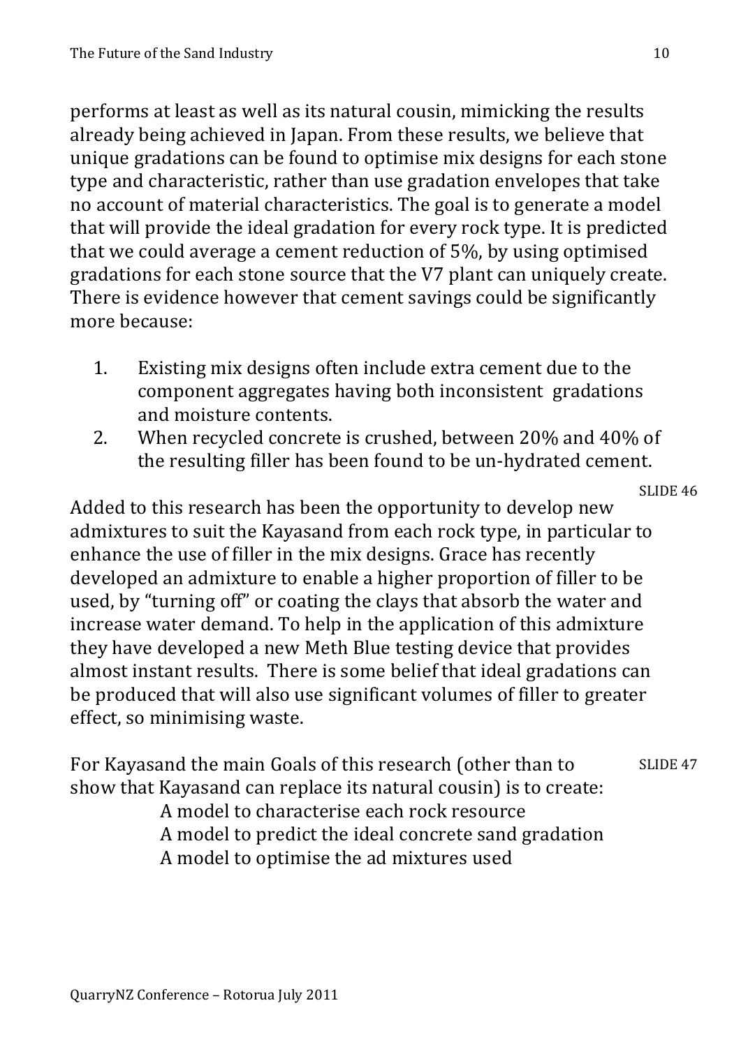performs at least as well as its natural cousin, mimicking the results already being achieved in Japan. From these results, we believe that unique gradations can be found to optimise mix designs for each stone type and characteristic, rather than use gradation envelopes that take no account of material characteristics. The goal is to generate a model that will provide the ideal gradation for every rock type. It is predicted that we could average a cement reduction of 5%, by using optimised gradations for each stone source that the V7 plant can uniquely create. There is evidence however that cement savings could be significantly more because:

1. Existing mix designs often include extra cement due to the component aggregates having both inconsistent gradations and moisture contents.
2. When recycled concrete is crushed, between 20% and 40% of the resulting filler has been found to be un-hydrated cement.

SLIDE 46

Added to this research has been the opportunity to develop new admixtures to suit the Kayasand from each rock type, in particular to enhance the use of filler in the mix designs. Grace has recently developed an admixture to enable a higher proportion of filler to be used, by "turning off" or coating the clays that absorb the water and increase water demand. To help in the application of this admixture they have developed a new Meth Blue testing device that provides almost instant results. There is some belief that ideal gradations can be produced that will also use significant volumes of filler to greater effect, so minimising waste.

SLIDE 47

For Kayasand the main Goals of this research (other than to show that Kayasand can replace its natural cousin) is to create:

A model to characterise each rock resource
A model to predict the ideal concrete sand gradation
A model to optimise the ad mixtures used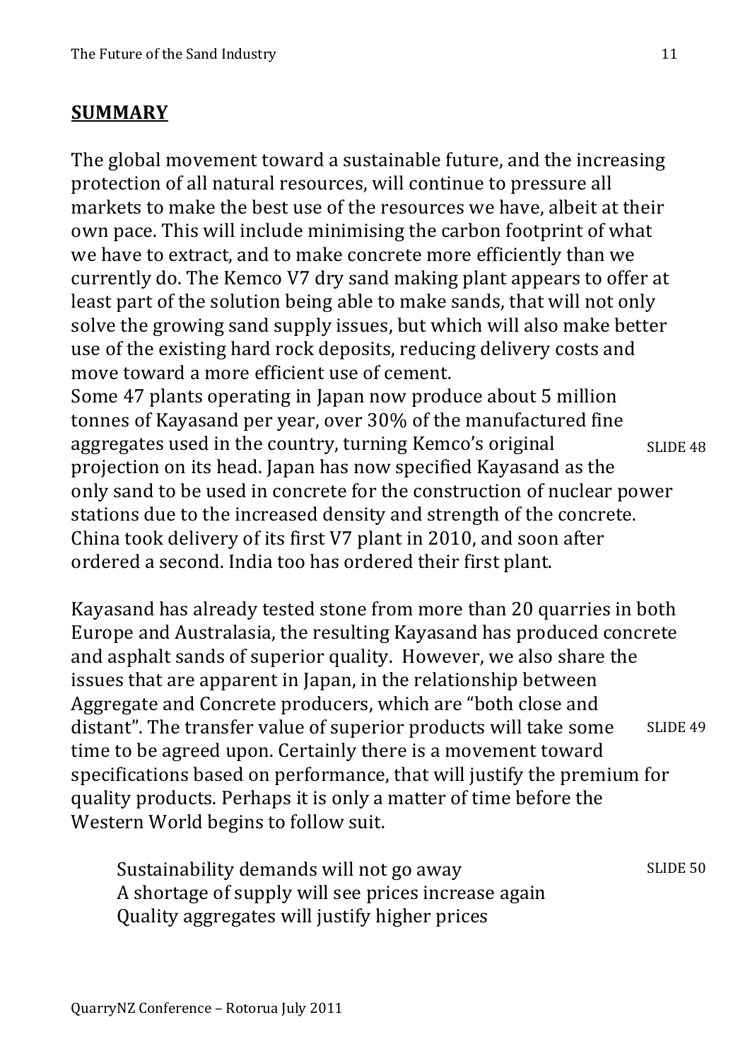## **SUMMARY**

The global movement toward a sustainable future, and the increasing protection of all natural resources, will continue to pressure all markets to make the best use of the resources we have, albeit at their own pace. This will include minimising the carbon footprint of what we have to extract, and to make concrete more efficiently than we currently do. The Kemco V7 dry sand making plant appears to offer at least part of the solution being able to make sands, that will not only solve the growing sand supply issues, but which will also make better use of the existing hard rock deposits, reducing delivery costs and move toward a more efficient use of cement.
Some 47 plants operating in Japan now produce about 5 million tonnes of Kayasand per year, over 30% of the manufactured fine aggregates used in the country, turning Kemco's original projection on its head. Japan has now specified Kayasand as the only sand to be used in concrete for the construction of nuclear power stations due to the increased density and strength of the concrete. China took delivery of its first V7 plant in 2010, and soon after ordered a second. India too has ordered their first plant.

SLIDE 48

Kayasand has already tested stone from more than 20 quarries in both Europe and Australasia, the resulting Kayasand has produced concrete and asphalt sands of superior quality. However, we also share the issues that are apparent in Japan, in the relationship between Aggregate and Concrete producers, which are "both close and distant". The transfer value of superior products will take some time to be agreed upon. Certainly there is a movement toward specifications based on performance, that will justify the premium for quality products. Perhaps it is only a matter of time before the Western World begins to follow suit.

SLIDE 49

> Sustainability demands will not go away
> A shortage of supply will see prices increase again
> Quality aggregates will justify higher prices

SLIDE 50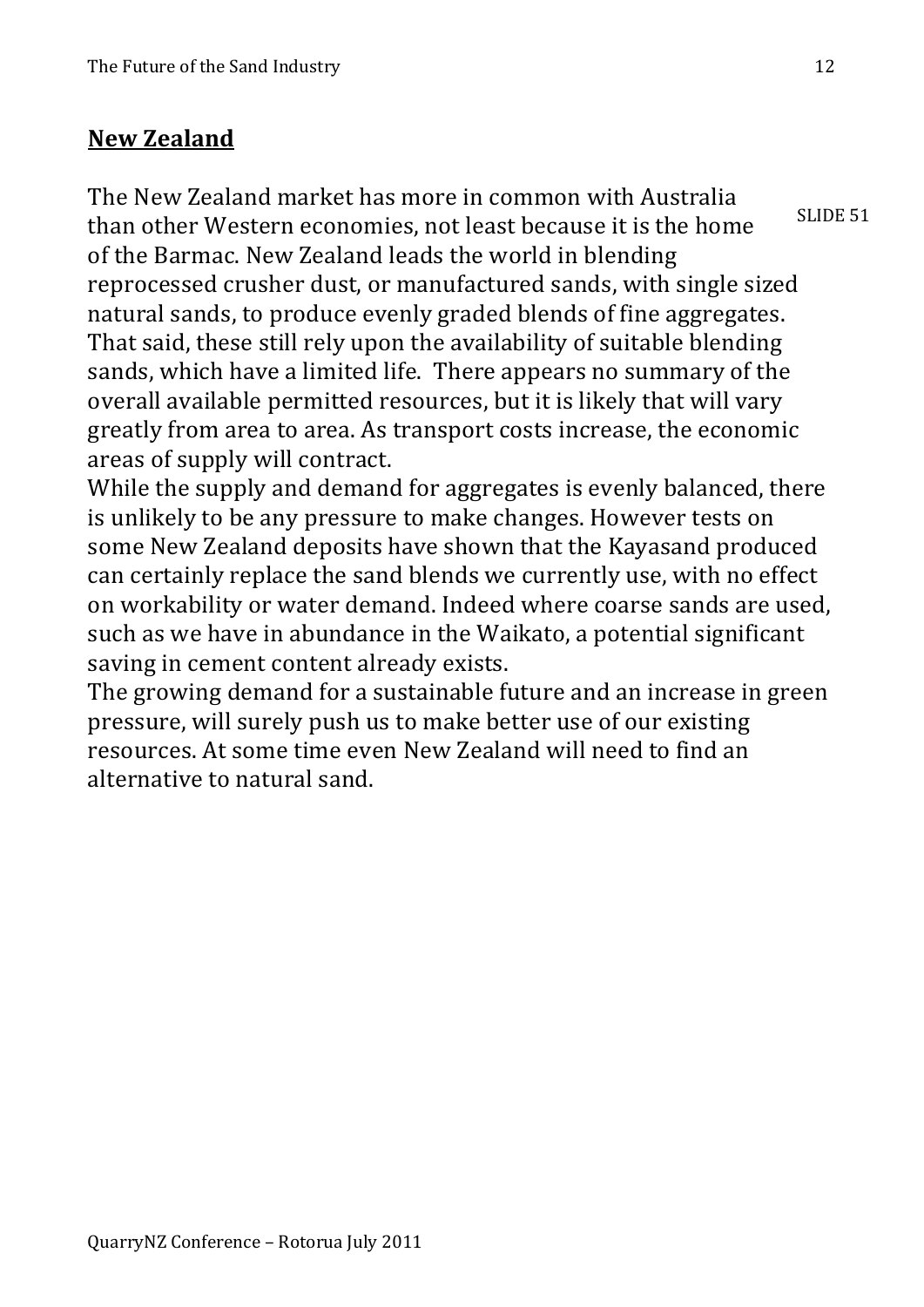## New Zealand

SLIDE 51

The New Zealand market has more in common with Australia than other Western economies, not least because it is the home of the Barmac. New Zealand leads the world in blending reprocessed crusher dust, or manufactured sands, with single sized natural sands, to produce evenly graded blends of fine aggregates. That said, these still rely upon the availability of suitable blending sands, which have a limited life. There appears no summary of the overall available permitted resources, but it is likely that will vary greatly from area to area. As transport costs increase, the economic areas of supply will contract.

While the supply and demand for aggregates is evenly balanced, there is unlikely to be any pressure to make changes. However tests on some New Zealand deposits have shown that the Kayasand produced can certainly replace the sand blends we currently use, with no effect on workability or water demand. Indeed where coarse sands are used, such as we have in abundance in the Waikato, a potential significant saving in cement content already exists.

The growing demand for a sustainable future and an increase in green pressure, will surely push us to make better use of our existing resources. At some time even New Zealand will need to find an alternative to natural sand.